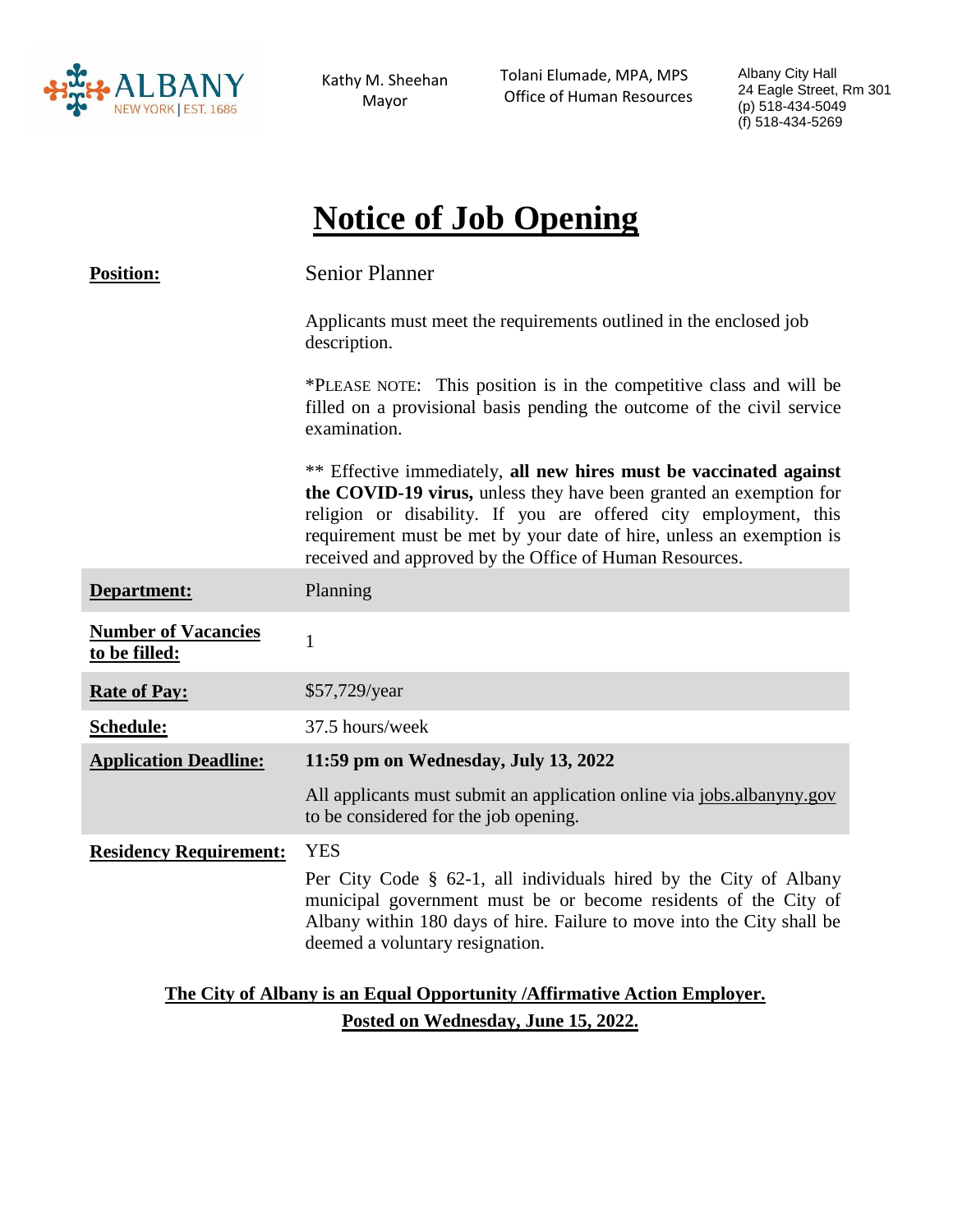ALBANY NEW YORK | EST. 1686

Kathy M. Sheehan
Mayor

Tolani Elumade, MPA, MPS
Office of Human Resources

Albany City Hall
24 Eagle Street, Rm 301
(p) 518-434-5049
(f) 518-434-5269

# Notice of Job Opening

**Position:** Senior Planner

Applicants must meet the requirements outlined in the enclosed job description.

*PLEASE NOTE: This position is in the competitive class and will be filled on a provisional basis pending the outcome of the civil service examination.

** Effective immediately, **all new hires must be vaccinated against the COVID-19 virus,** unless they have been granted an exemption for religion or disability. If you are offered city employment, this requirement must be met by your date of hire, unless an exemption is received and approved by the Office of Human Resources.

| | |
|---|---|
| **Department:** | Planning |
| **Number of Vacancies to be filled:** | 1 |
| **Rate of Pay:** | $57,729/year |
| **Schedule:** | 37.5 hours/week |
| **Application Deadline:** | **11:59 pm on Wednesday, July 13, 2022**<br>All applicants must submit an application online via jobs.albanyny.gov to be considered for the job opening. |
| **Residency Requirement:** | YES<br>Per City Code § 62-1, all individuals hired by the City of Albany municipal government must be or become residents of the City of Albany within 180 days of hire. Failure to move into the City shall be deemed a voluntary resignation. |

**The City of Albany is an Equal Opportunity /Affirmative Action Employer.**

**Posted on Wednesday, June 15, 2022.**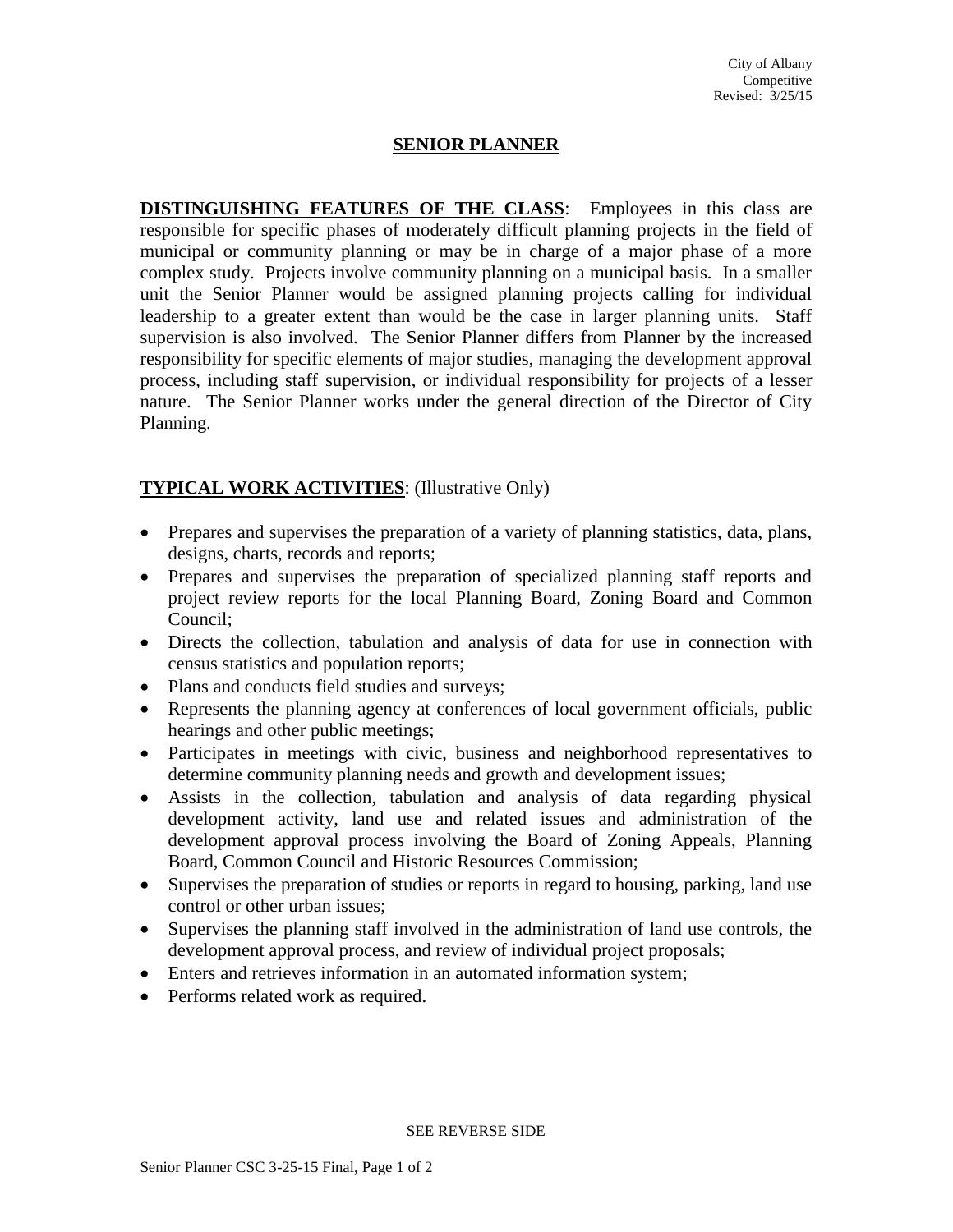City of Albany
Competitive
Revised: 3/25/15

# SENIOR PLANNER

**DISTINGUISHING FEATURES OF THE CLASS**: Employees in this class are responsible for specific phases of moderately difficult planning projects in the field of municipal or community planning or may be in charge of a major phase of a more complex study. Projects involve community planning on a municipal basis. In a smaller unit the Senior Planner would be assigned planning projects calling for individual leadership to a greater extent than would be the case in larger planning units. Staff supervision is also involved. The Senior Planner differs from Planner by the increased responsibility for specific elements of major studies, managing the development approval process, including staff supervision, or individual responsibility for projects of a lesser nature. The Senior Planner works under the general direction of the Director of City Planning.

**TYPICAL WORK ACTIVITIES**: (Illustrative Only)

- Prepares and supervises the preparation of a variety of planning statistics, data, plans, designs, charts, records and reports;
- Prepares and supervises the preparation of specialized planning staff reports and project review reports for the local Planning Board, Zoning Board and Common Council;
- Directs the collection, tabulation and analysis of data for use in connection with census statistics and population reports;
- Plans and conducts field studies and surveys;
- Represents the planning agency at conferences of local government officials, public hearings and other public meetings;
- Participates in meetings with civic, business and neighborhood representatives to determine community planning needs and growth and development issues;
- Assists in the collection, tabulation and analysis of data regarding physical development activity, land use and related issues and administration of the development approval process involving the Board of Zoning Appeals, Planning Board, Common Council and Historic Resources Commission;
- Supervises the preparation of studies or reports in regard to housing, parking, land use control or other urban issues;
- Supervises the planning staff involved in the administration of land use controls, the development approval process, and review of individual project proposals;
- Enters and retrieves information in an automated information system;
- Performs related work as required.

SEE REVERSE SIDE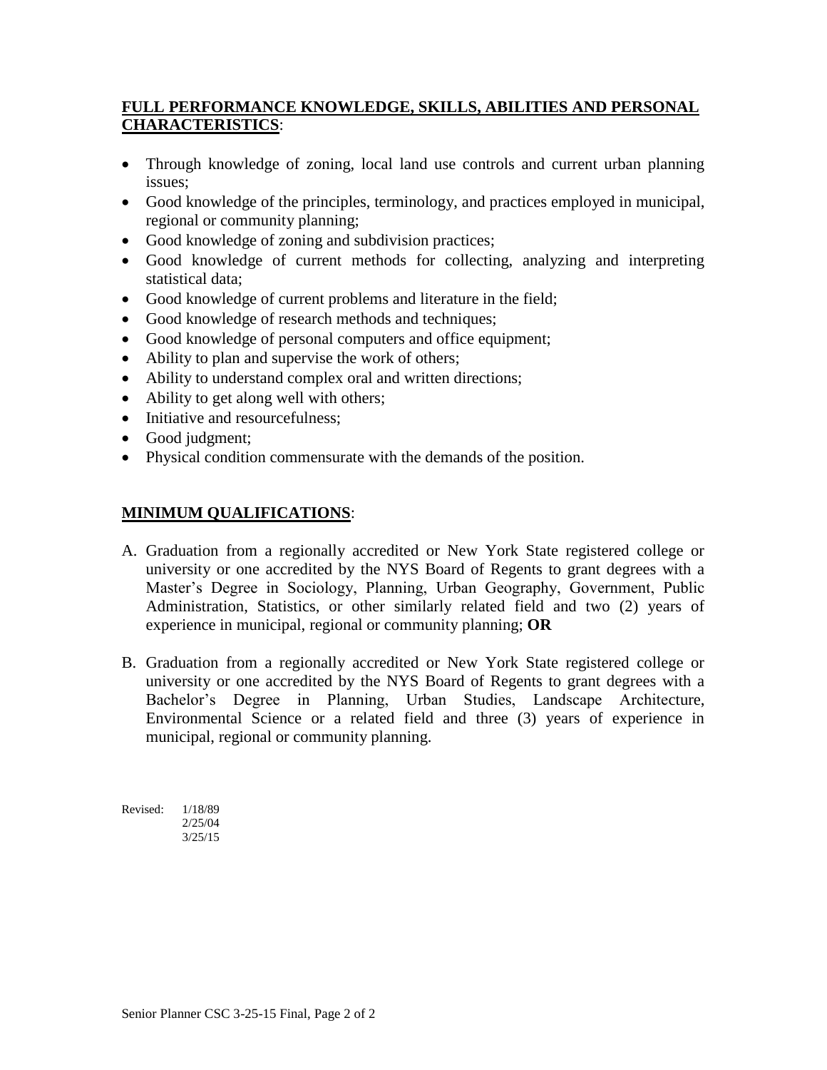**FULL PERFORMANCE KNOWLEDGE, SKILLS, ABILITIES AND PERSONAL CHARACTERISTICS**:

- Through knowledge of zoning, local land use controls and current urban planning issues;
- Good knowledge of the principles, terminology, and practices employed in municipal, regional or community planning;
- Good knowledge of zoning and subdivision practices;
- Good knowledge of current methods for collecting, analyzing and interpreting statistical data;
- Good knowledge of current problems and literature in the field;
- Good knowledge of research methods and techniques;
- Good knowledge of personal computers and office equipment;
- Ability to plan and supervise the work of others;
- Ability to understand complex oral and written directions;
- Ability to get along well with others;
- Initiative and resourcefulness;
- Good judgment;
- Physical condition commensurate with the demands of the position.

**MINIMUM QUALIFICATIONS**:

A. Graduation from a regionally accredited or New York State registered college or university or one accredited by the NYS Board of Regents to grant degrees with a Master's Degree in Sociology, Planning, Urban Geography, Government, Public Administration, Statistics, or other similarly related field and two (2) years of experience in municipal, regional or community planning; **OR**

B. Graduation from a regionally accredited or New York State registered college or university or one accredited by the NYS Board of Regents to grant degrees with a Bachelor's Degree in Planning, Urban Studies, Landscape Architecture, Environmental Science or a related field and three (3) years of experience in municipal, regional or community planning.

Revised: 1/18/89
2/25/04
3/25/15